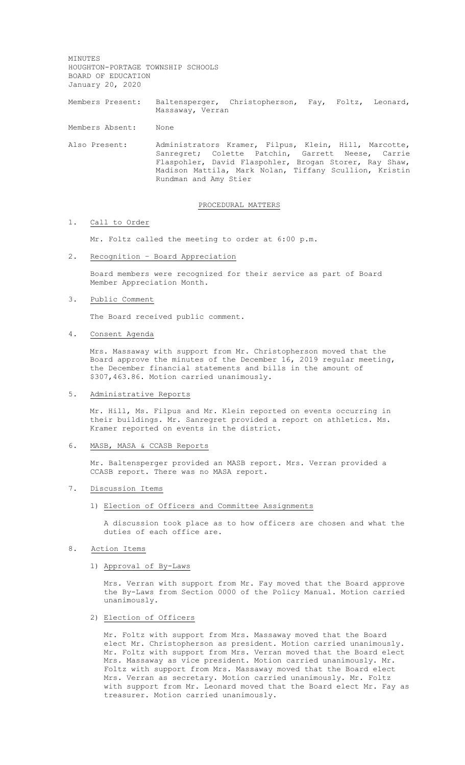MINUTES
HOUGHTON-PORTAGE TOWNSHIP SCHOOLS
BOARD OF EDUCATION
January 20, 2020

Members Present: Baltensperger, Christopherson, Fay, Foltz, Leonard, Massaway, Verran

Members Absent: None

Also Present: Administrators Kramer, Filpus, Klein, Hill, Marcotte, Sanregret; Colette Patchin, Garrett Neese, Carrie Flaspohler, David Flaspohler, Brogan Storer, Ray Shaw, Madison Mattila, Mark Nolan, Tiffany Scullion, Kristin Rundman and Amy Stier

## PROCEDURAL MATTERS

1. Call to Order

   Mr. Foltz called the meeting to order at 6:00 p.m.

2. Recognition – Board Appreciation

   Board members were recognized for their service as part of Board Member Appreciation Month.

3. Public Comment

   The Board received public comment.

4. Consent Agenda

   Mrs. Massaway with support from Mr. Christopherson moved that the Board approve the minutes of the December 16, 2019 regular meeting, the December financial statements and bills in the amount of $307,463.86. Motion carried unanimously.

5. Administrative Reports

   Mr. Hill, Ms. Filpus and Mr. Klein reported on events occurring in their buildings. Mr. Sanregret provided a report on athletics. Ms. Kramer reported on events in the district.

6. MASB, MASA & CCASB Reports

   Mr. Baltensperger provided an MASB report. Mrs. Verran provided a CCASB report. There was no MASA report.

7. Discussion Items

   1) Election of Officers and Committee Assignments

      A discussion took place as to how officers are chosen and what the duties of each office are.

8. Action Items

   1) Approval of By-Laws

      Mrs. Verran with support from Mr. Fay moved that the Board approve the By-Laws from Section 0000 of the Policy Manual. Motion carried unanimously.

   2) Election of Officers

      Mr. Foltz with support from Mrs. Massaway moved that the Board elect Mr. Christopherson as president. Motion carried unanimously. Mr. Foltz with support from Mrs. Verran moved that the Board elect Mrs. Massaway as vice president. Motion carried unanimously. Mr. Foltz with support from Mrs. Massaway moved that the Board elect Mrs. Verran as secretary. Motion carried unanimously. Mr. Foltz with support from Mr. Leonard moved that the Board elect Mr. Fay as treasurer. Motion carried unanimously.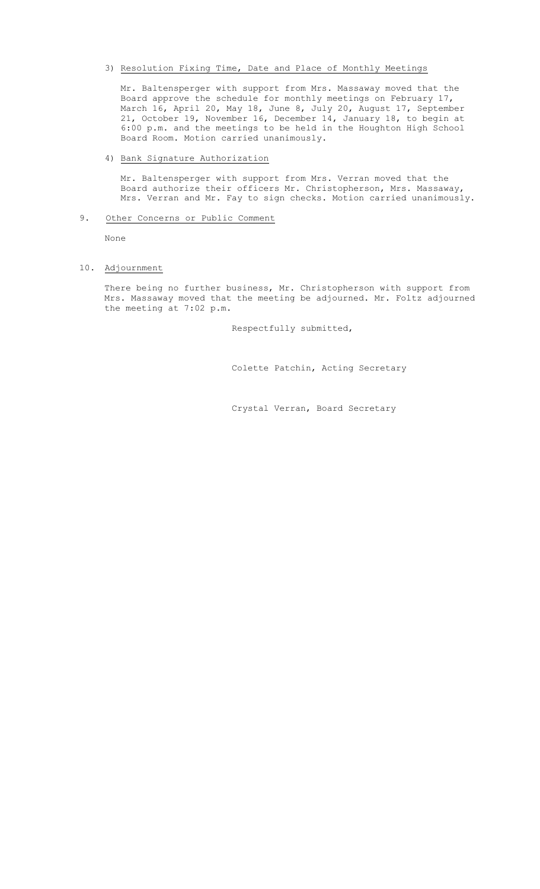3) Resolution Fixing Time, Date and Place of Monthly Meetings

Mr. Baltensperger with support from Mrs. Massaway moved that the Board approve the schedule for monthly meetings on February 17, March 16, April 20, May 18, June 8, July 20, August 17, September 21, October 19, November 16, December 14, January 18, to begin at 6:00 p.m. and the meetings to be held in the Houghton High School Board Room. Motion carried unanimously.

4) Bank Signature Authorization

Mr. Baltensperger with support from Mrs. Verran moved that the Board authorize their officers Mr. Christopherson, Mrs. Massaway, Mrs. Verran and Mr. Fay to sign checks. Motion carried unanimously.

9. Other Concerns or Public Comment

None

10. Adjournment

There being no further business, Mr. Christopherson with support from Mrs. Massaway moved that the meeting be adjourned. Mr. Foltz adjourned the meeting at 7:02 p.m.

Respectfully submitted,

Colette Patchin, Acting Secretary

Crystal Verran, Board Secretary